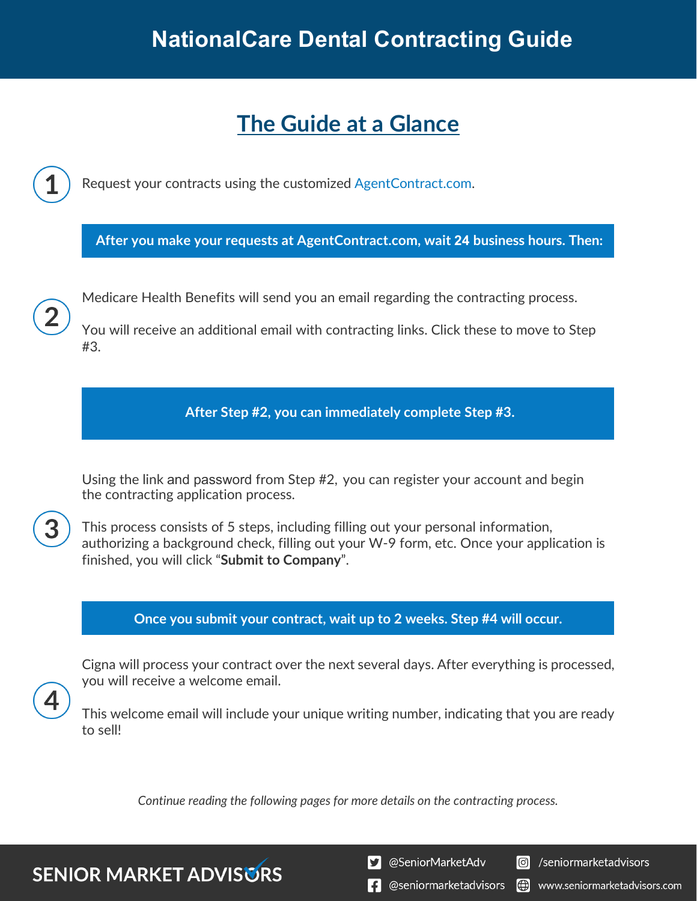# NationalCare Dental Contracting Guide

## The Guide at a Glance

**1** Request your contracts using the customized AgentContract.com.

**After you make your requests at AgentContract.com, wait 24 business hours. Then:**

**2** Medicare Health Benefits will send you an email regarding the contracting process.

You will receive an additional email with contracting links. Click these to move to Step #3.

**After Step #2, you can immediately complete Step #3.**

**3** Using the link and password from Step #2, you can register your account and begin the contracting application process.

This process consists of 5 steps, including filling out your personal information, authorizing a background check, filling out your W-9 form, etc. Once your application is finished, you will click "**Submit to Company**".

**Once you submit your contract, wait up to 2 weeks. Step #4 will occur.**

**4** Cigna will process your contract over the next several days. After everything is processed, you will receive a welcome email.

This welcome email will include your unique writing number, indicating that you are ready to sell!

*Continue reading the following pages for more details on the contracting process.*

SENIOR MARKET ADVISORS

@SeniorMarketAdv | /seniormarketadvisors | @seniormarketadvisors | www.seniormarketadvisors.com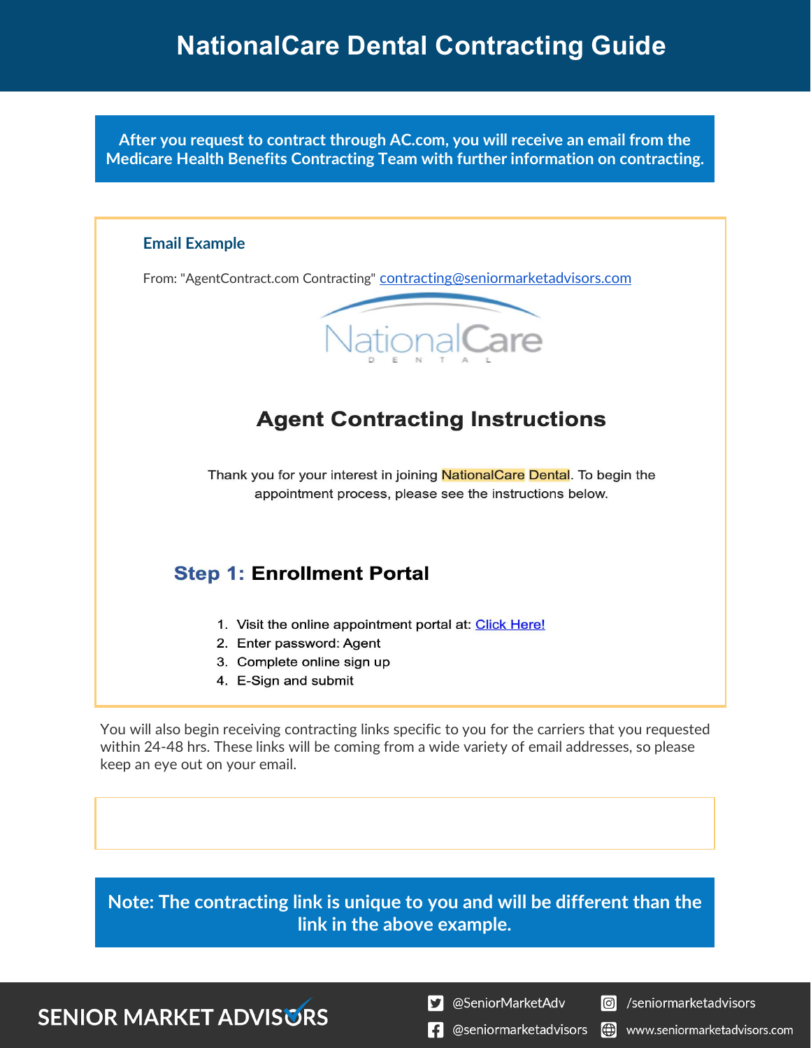# NationalCare Dental Contracting Guide

**After you request to contract through AC.com, you will receive an email from the Medicare Health Benefits Contracting Team with further information on contracting.**

### Email Example

From: "AgentContract.com Contracting" contracting@seniormarketadvisors.com

NationalCare DENTAL

## Agent Contracting Instructions

Thank you for your interest in joining NationalCare Dental. To begin the appointment process, please see the instructions below.

### Step 1: Enrollment Portal

1. Visit the online appointment portal at: Click Here!
2. Enter password: Agent
3. Complete online sign up
4. E-Sign and submit

You will also begin receiving contracting links specific to you for the carriers that you requested within 24-48 hrs. These links will be coming from a wide variety of email addresses, so please keep an eye out on your email.

**Note: The contracting link is unique to you and will be different than the link in the above example.**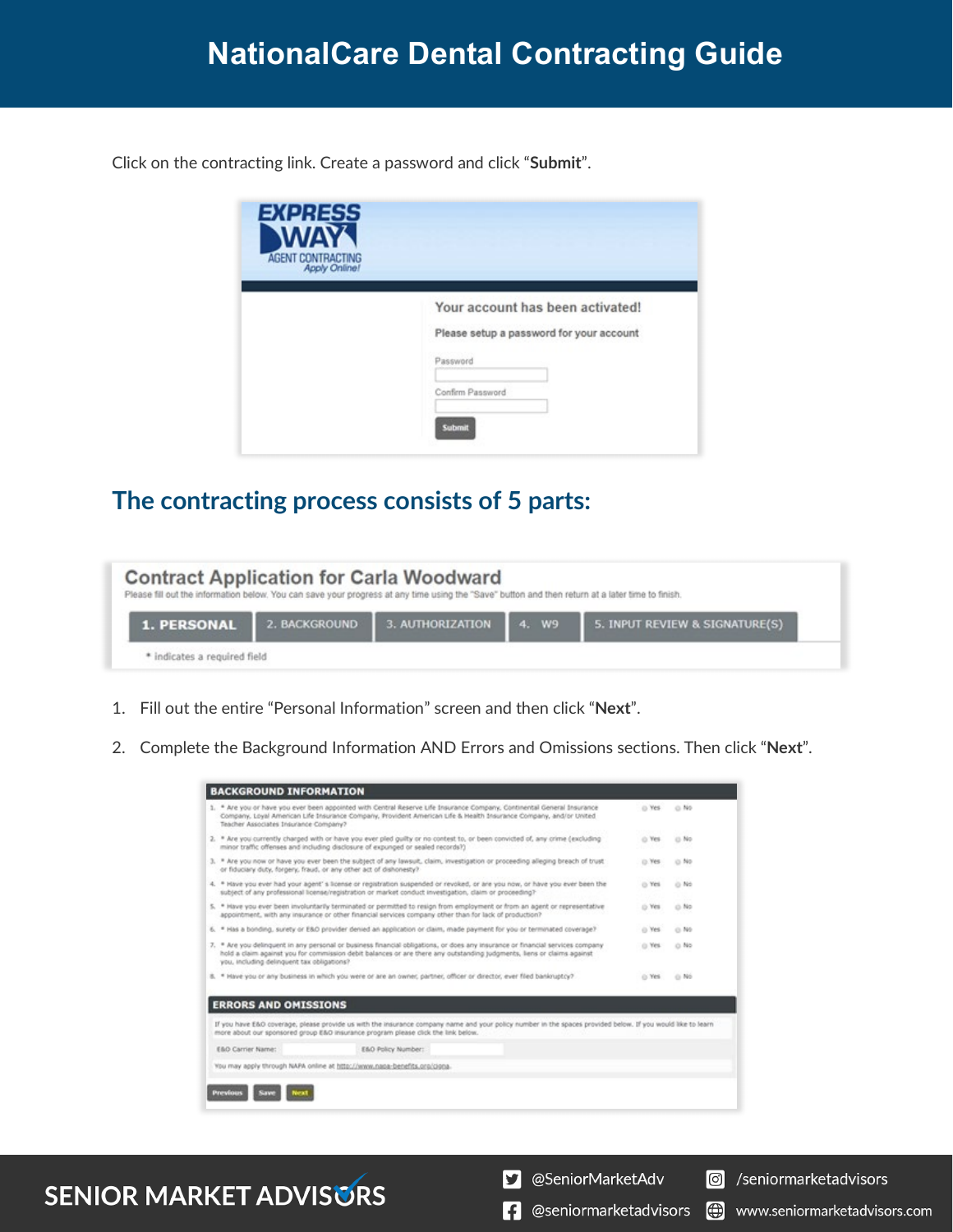# NationalCare Dental Contracting Guide

Click on the contracting link. Create a password and click "**Submit**".

EXPRESS WAY AGENT CONTRACTING Apply Online!

Your account has been activated!

Please setup a password for your account

Password

Confirm Password

Submit

## The contracting process consists of 5 parts:

Contract Application for Carla Woodward

Please fill out the information below. You can save your progress at any time using the "Save" button and then return at a later time to finish.

1. PERSONAL | 2. BACKGROUND | 3. AUTHORIZATION | 4. W9 | 5. INPUT REVIEW & SIGNATURE(S)

* indicates a required field

1. Fill out the entire "Personal Information" screen and then click "**Next**".
2. Complete the Background Information AND Errors and Omissions sections. Then click "**Next**".

BACKGROUND INFORMATION

1. * Are you or have you ever been appointed with Central Reserve Life Insurance Company, Continental General Insurance Company, Loyal American Life Insurance Company, Provident American Life & Health Insurance Company, and/or United Teacher Associates Insurance Company? Yes No
2. * Are you currently charged with or have you ever pled guilty or no contest to, or been convicted of, any crime (excluding minor traffic offenses and including disclosure of expunged or sealed records?) Yes No
3. * Are you now or have you ever been the subject of any lawsuit, claim, investigation or proceeding alleging breach of trust or fiduciary duty, forgery, fraud, or any other act of dishonesty? Yes No
4. * Have you ever had your agent's license or registration suspended or revoked, or are you now, or have you ever been the subject of any professional license/registration or market conduct investigation, claim or proceeding? Yes No
5. * Have you ever been involuntarily terminated or permitted to resign from employment or from an agent or representative appointment, with any insurance or other financial services company other than for lack of production? Yes No
6. * Has a bonding, surety or E&O provider denied an application or claim, made payment for you or terminated coverage? Yes No
7. * Are you delinquent in any personal or business financial obligations, or does any insurance or financial services company hold a claim against you for commission debit balances or are there any outstanding judgments, liens or claims against you, including delinquent tax obligations? Yes No
8. * Have you or any business in which you were or are an owner, partner, officer or director, ever filed bankruptcy? Yes No

ERRORS AND OMISSIONS

If you have E&O coverage, please provide us with the insurance company name and your policy number in the spaces provided below. If you would like to learn more about our sponsored group E&O insurance program please click the link below.

E&O Carrier Name: E&O Policy Number:

You may apply through NAPA online at http://www.napa-benefits.org/cigna.

Previous Save Next

SENIOR MARKET ADVISORS

@SeniorMarketAdv /seniormarketadvisors @seniormarketadvisors www.seniormarketadvisors.com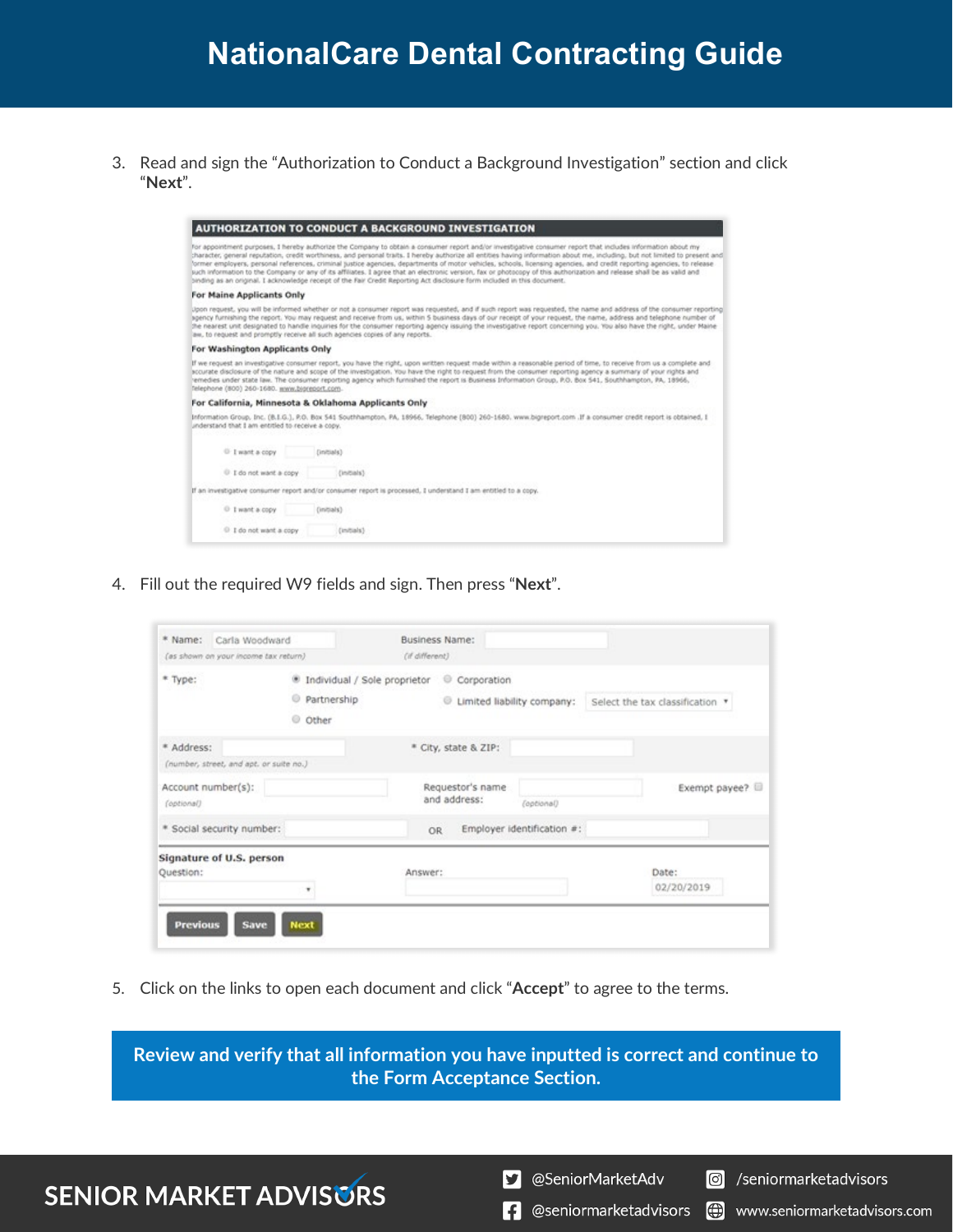3. Read and sign the “Authorization to Conduct a Background Investigation” section and click “**Next**”.

4. Fill out the required W9 fields and sign. Then press “**Next**”.

5. Click on the links to open each document and click “**Accept**” to agree to the terms.

**Review and verify that all information you have inputted is correct and continue to the Form Acceptance Section.**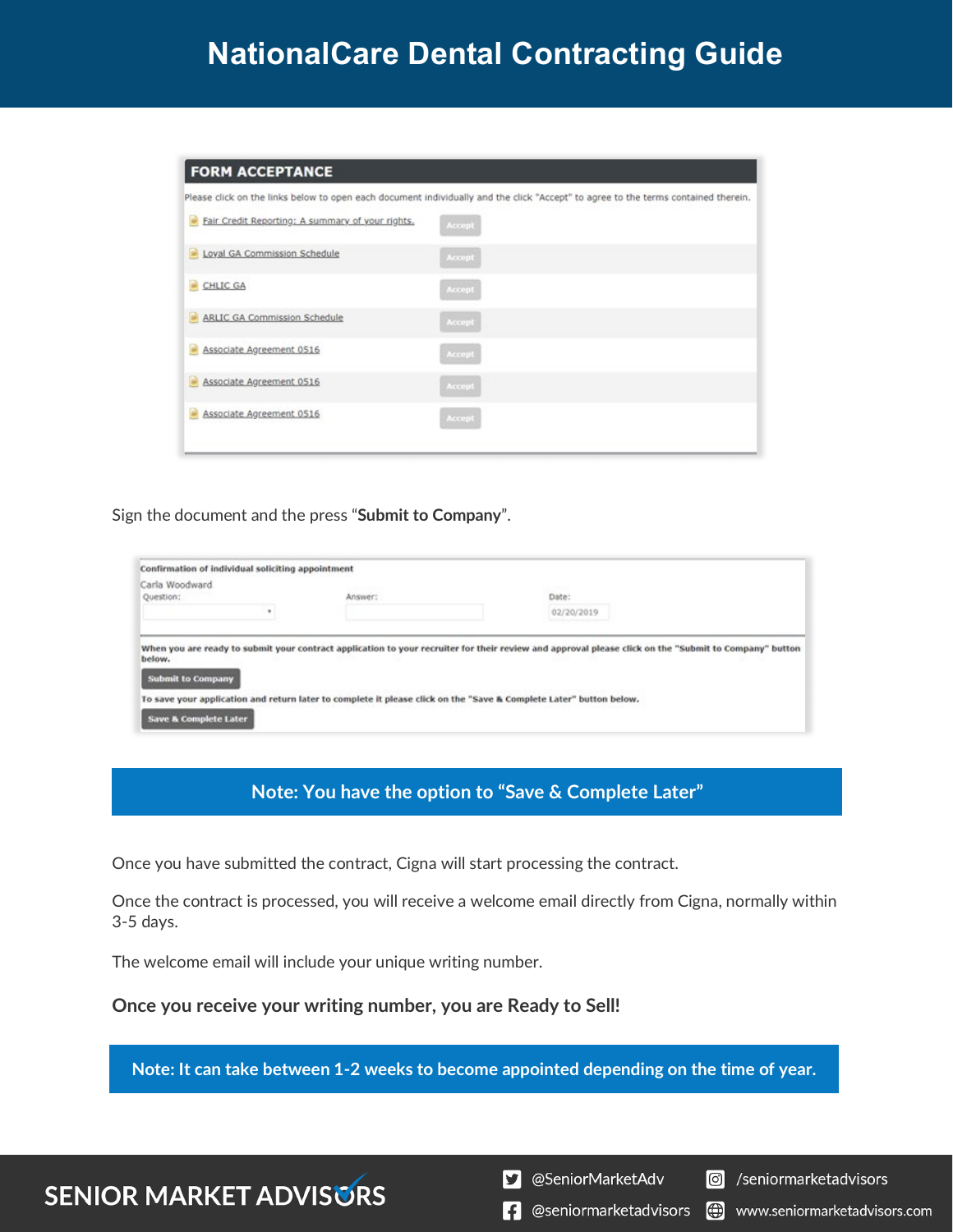# NationalCare Dental Contracting Guide

**FORM ACCEPTANCE**

Please click on the links below to open each document individually and the click "Accept" to agree to the terms contained therein.

| | |
|---|---|
| Fair Credit Reporting: A summary of your rights. | Accept |
| Loyal GA Commission Schedule | Accept |
| CHLIC GA | Accept |
| ARLIC GA Commission Schedule | Accept |
| Associate Agreement 0516 | Accept |
| Associate Agreement 0516 | Accept |
| Associate Agreement 0516 | Accept |

Sign the document and the press "**Submit to Company**".

Confirmation of individual soliciting appointment

Carla Woodward

Question: Answer: Date: 02/20/2019

When you are ready to submit your contract application to your recruiter for their review and approval please click on the "Submit to Company" button below.

Submit to Company

To save your application and return later to complete it please click on the "Save & Complete Later" button below.

Save & Complete Later

**Note: You have the option to "Save & Complete Later"**

Once you have submitted the contract, Cigna will start processing the contract.

Once the contract is processed, you will receive a welcome email directly from Cigna, normally within 3-5 days.

The welcome email will include your unique writing number.

**Once you receive your writing number, you are Ready to Sell!**

**Note: It can take between 1-2 weeks to become appointed depending on the time of year.**

SENIOR MARKET ADVISORS

@SeniorMarketAdv /seniormarketadvisors @seniormarketadvisors www.seniormarketadvisors.com